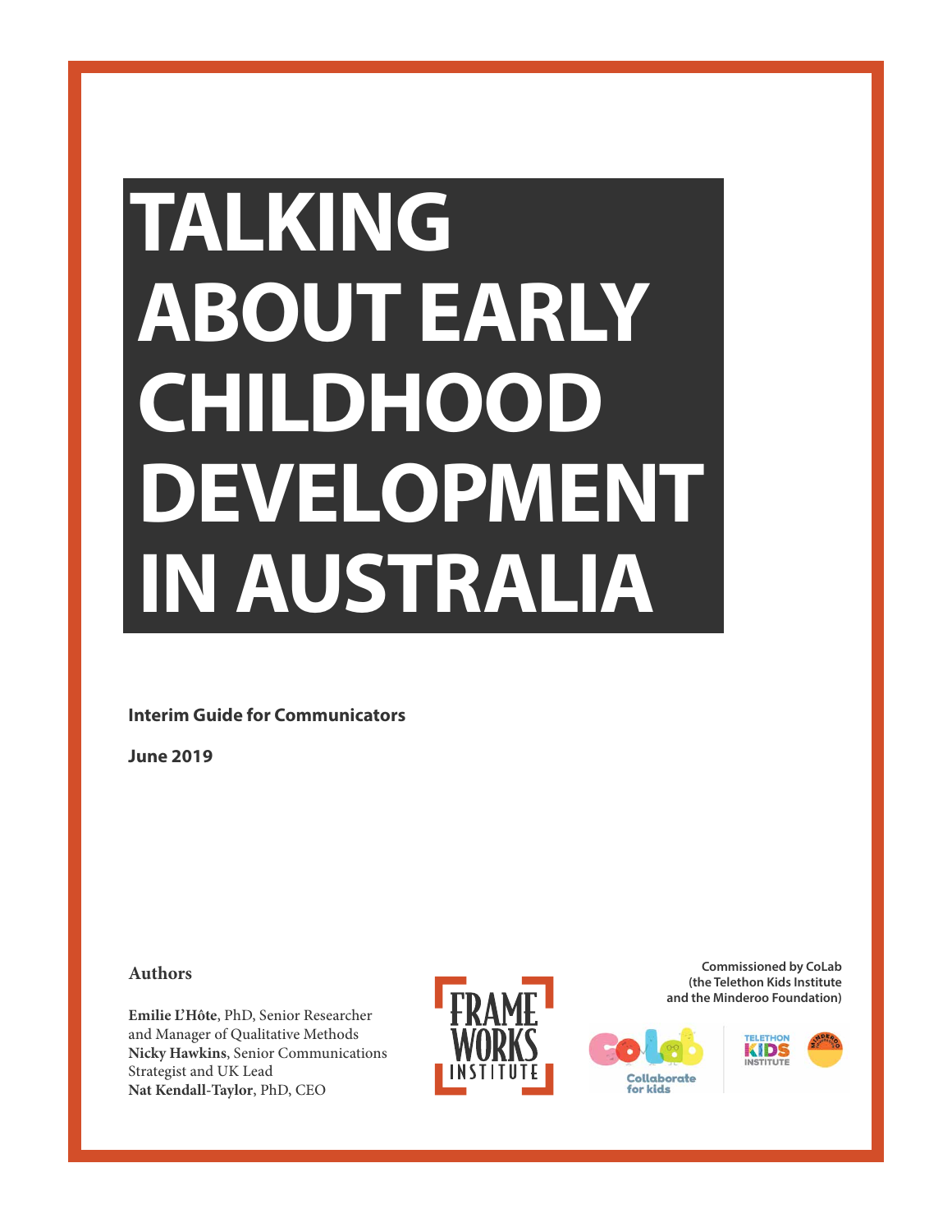# TALKING ABOUT EARLY CHILDHOOD DEVELOPMENT IN AUSTRALIA

**Interim Guide for Communicators**

**June 2019**

**Authors**

**Emilie L'Hôte**, PhD, Senior Researcher and Manager of Qualitative Methods
**Nicky Hawkins**, Senior Communications Strategist and UK Lead
**Nat Kendall-Taylor**, PhD, CEO

FRAMEWORKS INSTITUTE

**Commissioned by CoLab (the Telethon Kids Institute and the Minderoo Foundation)**

CoLab Collaborate for kids

TELETHON KIDS INSTITUTE

MINDEROO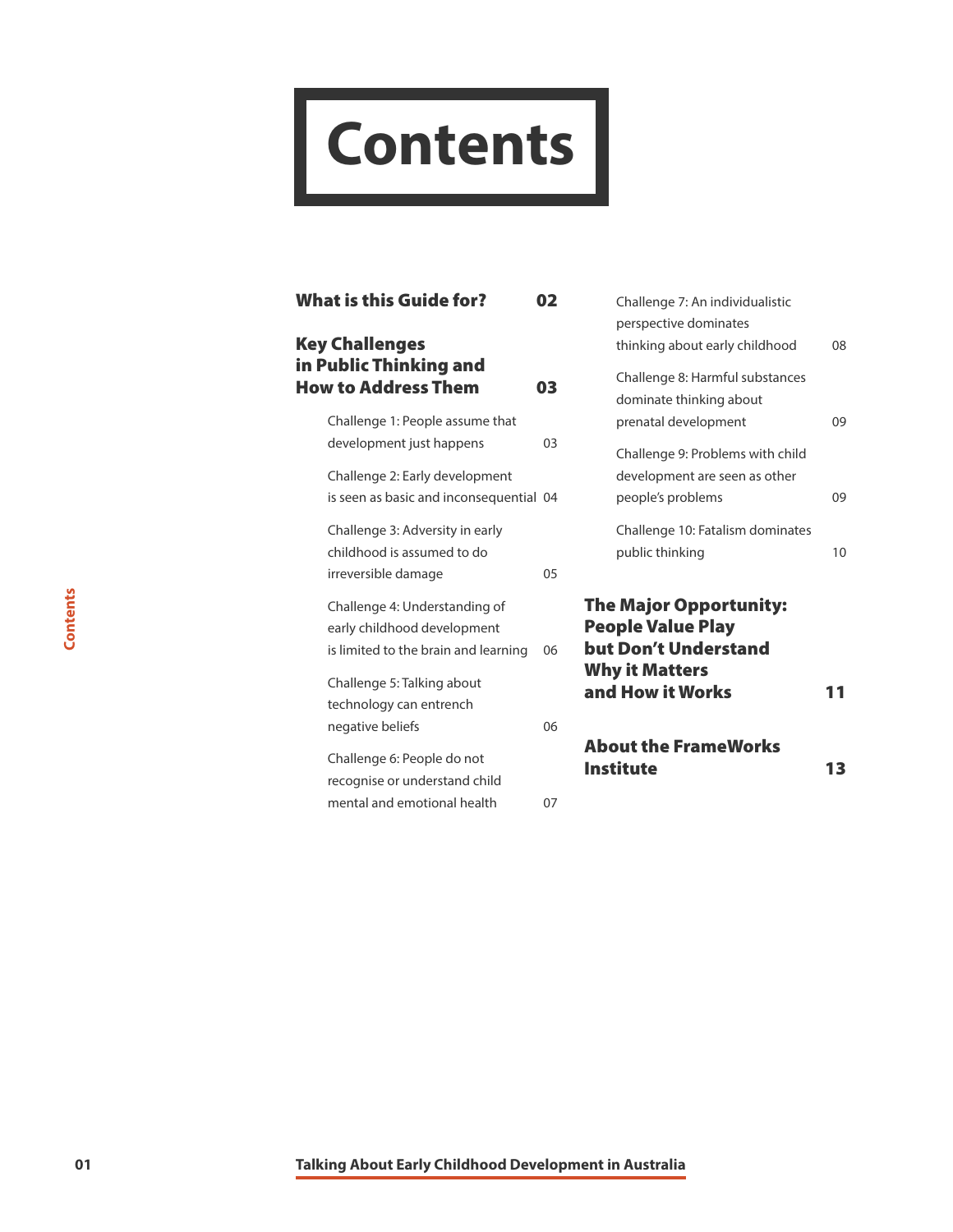# Contents

**What is this Guide for?** 02

**Key Challenges in Public Thinking and How to Address Them** 03

- Challenge 1: People assume that development just happens 03
- Challenge 2: Early development is seen as basic and inconsequential 04
- Challenge 3: Adversity in early childhood is assumed to do irreversible damage 05
- Challenge 4: Understanding of early childhood development is limited to the brain and learning 06
- Challenge 5: Talking about technology can entrench negative beliefs 06
- Challenge 6: People do not recognise or understand child mental and emotional health 07
- Challenge 7: An individualistic perspective dominates thinking about early childhood 08
- Challenge 8: Harmful substances dominate thinking about prenatal development 09
- Challenge 9: Problems with child development are seen as other people's problems 09
- Challenge 10: Fatalism dominates public thinking 10

**The Major Opportunity: People Value Play but Don't Understand Why it Matters and How it Works** 11

**About the FrameWorks Institute** 13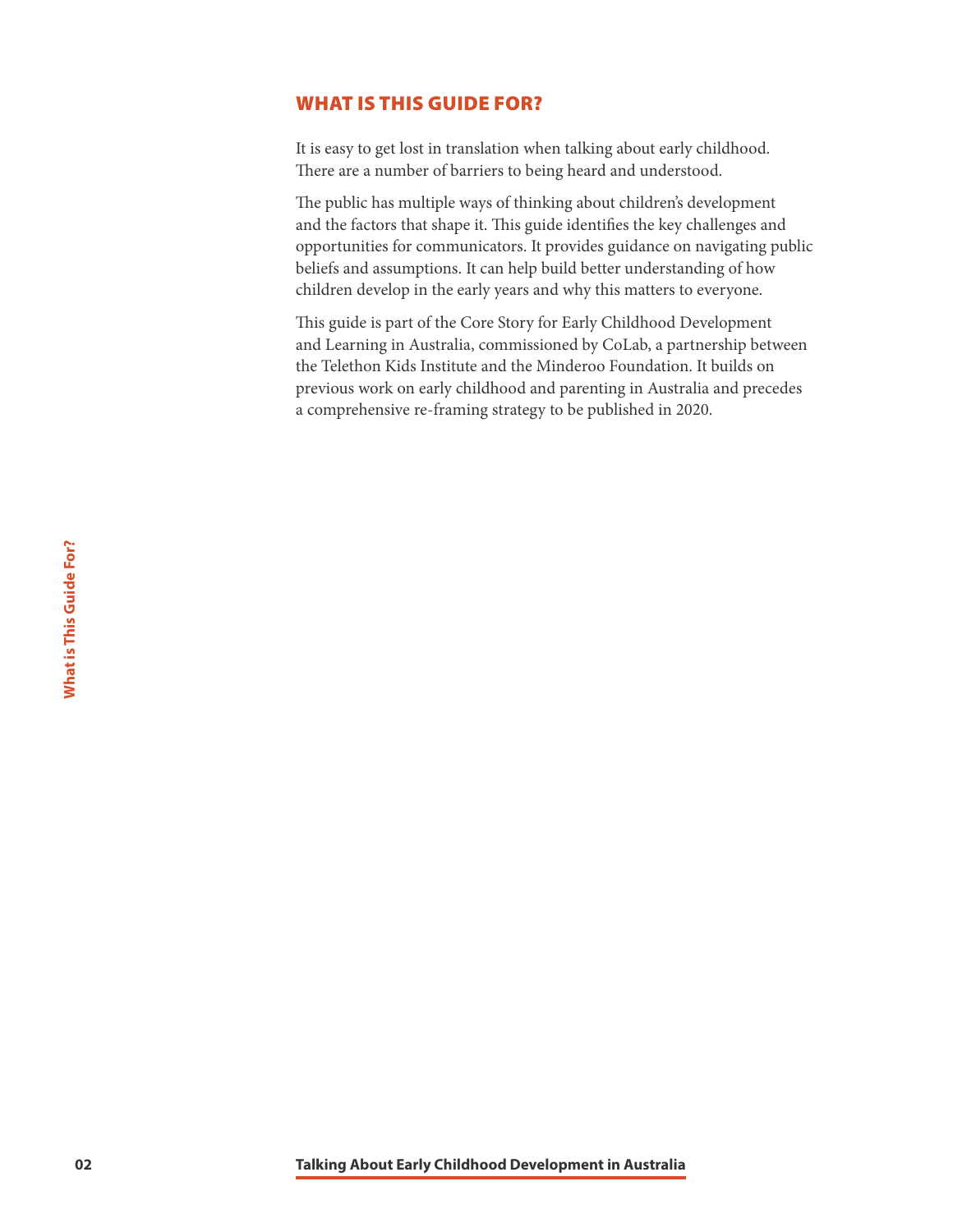## WHAT IS THIS GUIDE FOR?

It is easy to get lost in translation when talking about early childhood. There are a number of barriers to being heard and understood.

The public has multiple ways of thinking about children's development and the factors that shape it. This guide identifies the key challenges and opportunities for communicators. It provides guidance on navigating public beliefs and assumptions. It can help build better understanding of how children develop in the early years and why this matters to everyone.

This guide is part of the Core Story for Early Childhood Development and Learning in Australia, commissioned by CoLab, a partnership between the Telethon Kids Institute and the Minderoo Foundation. It builds on previous work on early childhood and parenting in Australia and precedes a comprehensive re-framing strategy to be published in 2020.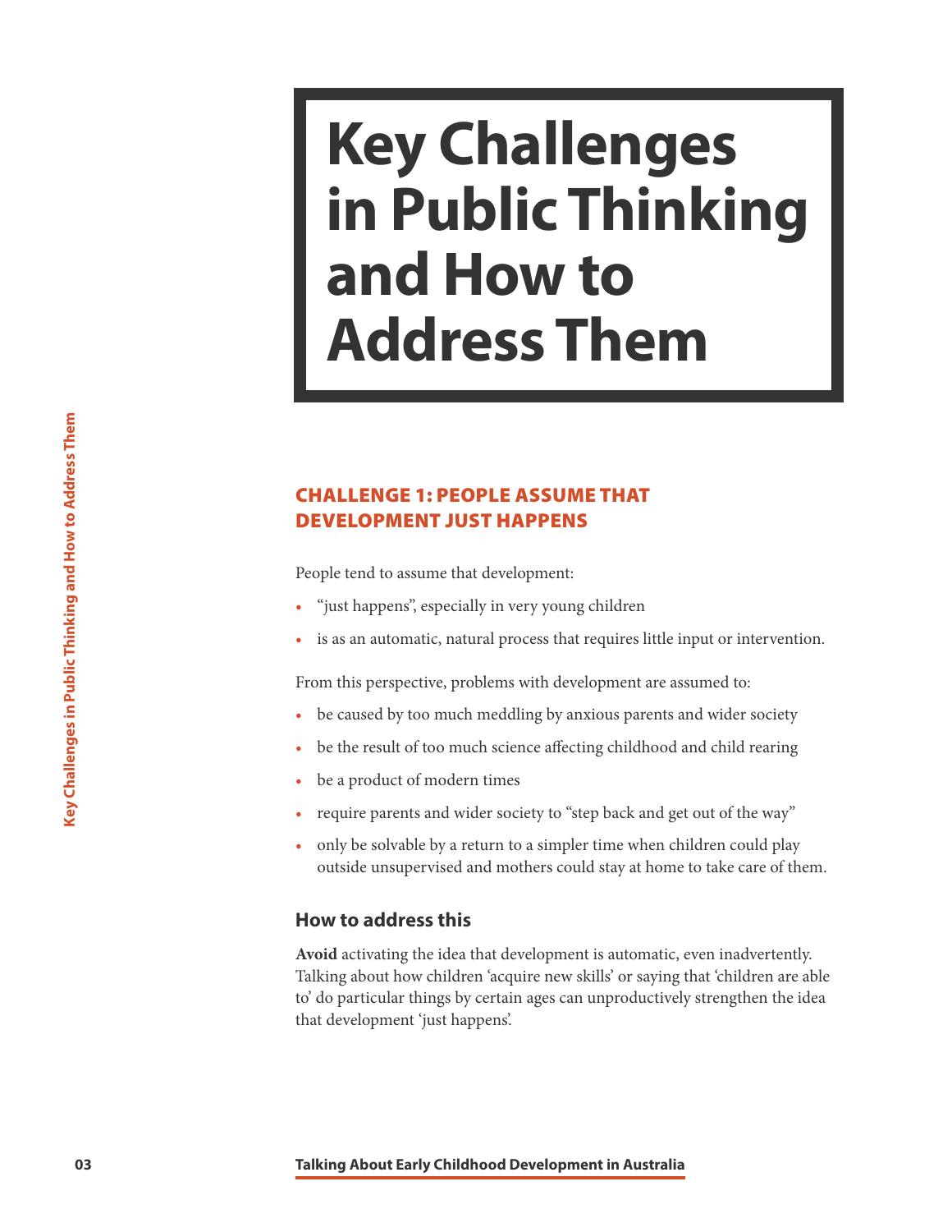# Key Challenges in Public Thinking and How to Address Them

## CHALLENGE 1: PEOPLE ASSUME THAT DEVELOPMENT JUST HAPPENS

People tend to assume that development:

- "just happens", especially in very young children
- is as an automatic, natural process that requires little input or intervention.

From this perspective, problems with development are assumed to:

- be caused by too much meddling by anxious parents and wider society
- be the result of too much science affecting childhood and child rearing
- be a product of modern times
- require parents and wider society to "step back and get out of the way"
- only be solvable by a return to a simpler time when children could play outside unsupervised and mothers could stay at home to take care of them.

### How to address this

**Avoid** activating the idea that development is automatic, even inadvertently. Talking about how children 'acquire new skills' or saying that 'children are able to' do particular things by certain ages can unproductively strengthen the idea that development 'just happens'.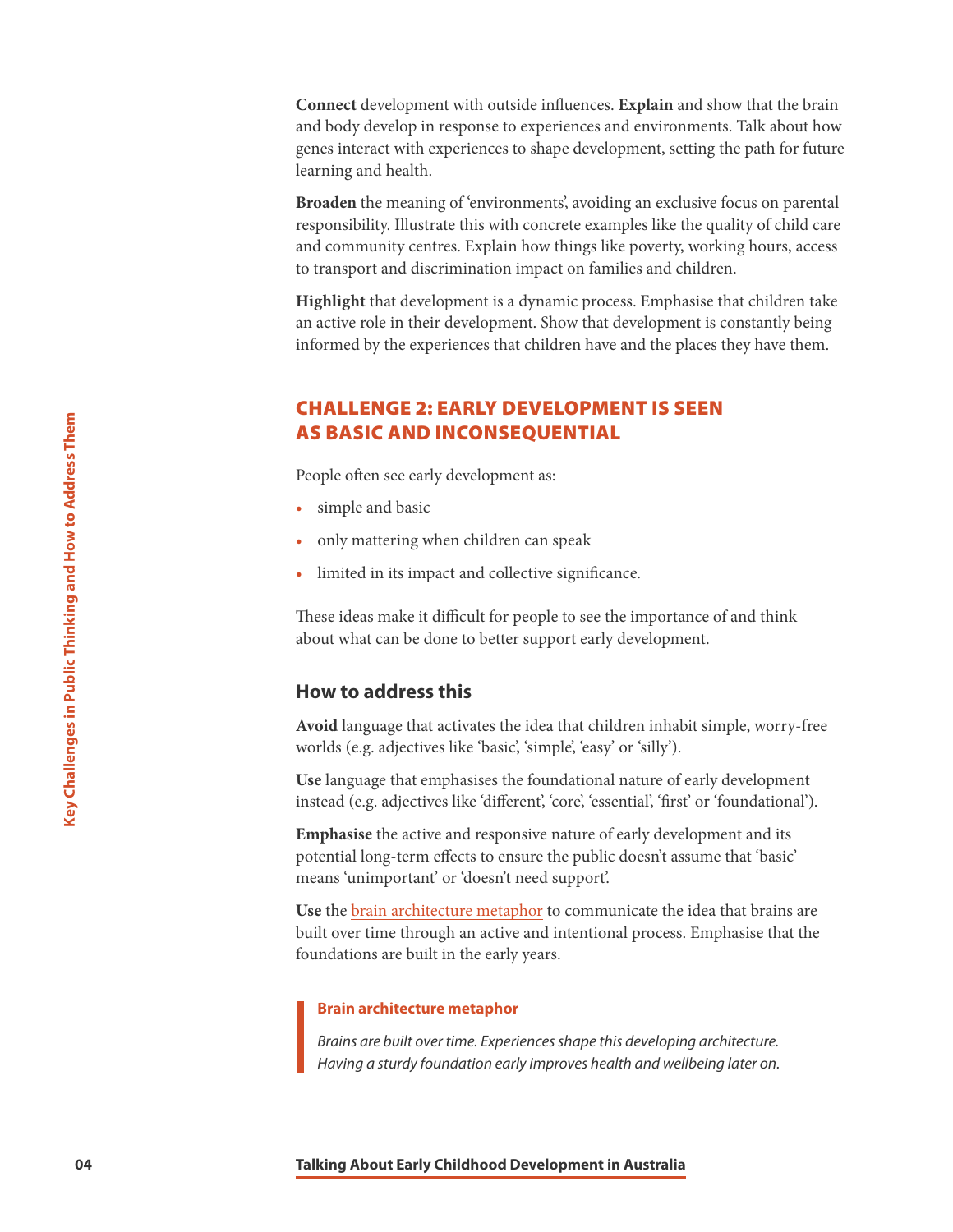**Connect** development with outside influences. **Explain** and show that the brain and body develop in response to experiences and environments. Talk about how genes interact with experiences to shape development, setting the path for future learning and health.

**Broaden** the meaning of 'environments', avoiding an exclusive focus on parental responsibility. Illustrate this with concrete examples like the quality of child care and community centres. Explain how things like poverty, working hours, access to transport and discrimination impact on families and children.

**Highlight** that development is a dynamic process. Emphasise that children take an active role in their development. Show that development is constantly being informed by the experiences that children have and the places they have them.

## CHALLENGE 2: EARLY DEVELOPMENT IS SEEN AS BASIC AND INCONSEQUENTIAL

People often see early development as:

- simple and basic
- only mattering when children can speak
- limited in its impact and collective significance.

These ideas make it difficult for people to see the importance of and think about what can be done to better support early development.

### How to address this

**Avoid** language that activates the idea that children inhabit simple, worry-free worlds (e.g. adjectives like 'basic', 'simple', 'easy' or 'silly').

**Use** language that emphasises the foundational nature of early development instead (e.g. adjectives like 'different', 'core', 'essential', 'first' or 'foundational').

**Emphasise** the active and responsive nature of early development and its potential long-term effects to ensure the public doesn't assume that 'basic' means 'unimportant' or 'doesn't need support'.

**Use** the brain architecture metaphor to communicate the idea that brains are built over time through an active and intentional process. Emphasise that the foundations are built in the early years.

> **Brain architecture metaphor**
>
> *Brains are built over time. Experiences shape this developing architecture. Having a sturdy foundation early improves health and wellbeing later on.*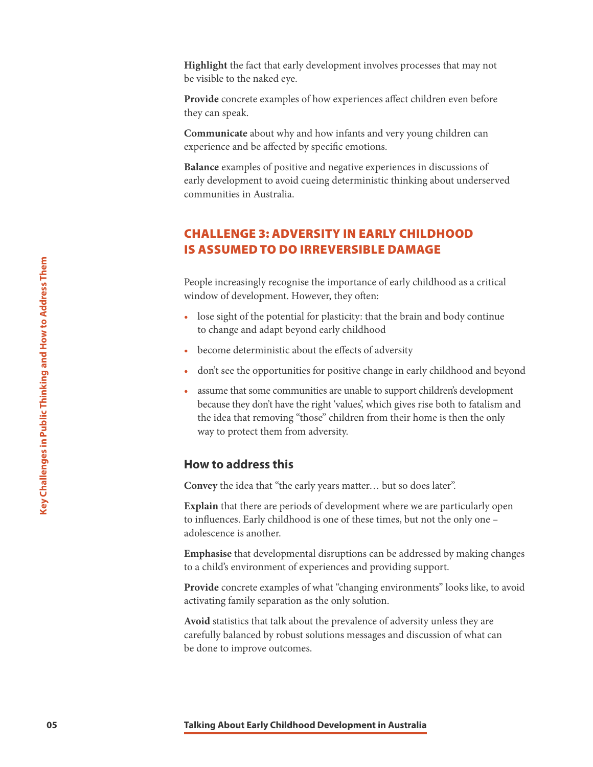**Highlight** the fact that early development involves processes that may not be visible to the naked eye.

**Provide** concrete examples of how experiences affect children even before they can speak.

**Communicate** about why and how infants and very young children can experience and be affected by specific emotions.

**Balance** examples of positive and negative experiences in discussions of early development to avoid cueing deterministic thinking about underserved communities in Australia.

## CHALLENGE 3: ADVERSITY IN EARLY CHILDHOOD IS ASSUMED TO DO IRREVERSIBLE DAMAGE

People increasingly recognise the importance of early childhood as a critical window of development. However, they often:

- lose sight of the potential for plasticity: that the brain and body continue to change and adapt beyond early childhood
- become deterministic about the effects of adversity
- don't see the opportunities for positive change in early childhood and beyond
- assume that some communities are unable to support children's development because they don't have the right 'values', which gives rise both to fatalism and the idea that removing "those" children from their home is then the only way to protect them from adversity.

### How to address this

**Convey** the idea that "the early years matter… but so does later".

**Explain** that there are periods of development where we are particularly open to influences. Early childhood is one of these times, but not the only one – adolescence is another.

**Emphasise** that developmental disruptions can be addressed by making changes to a child's environment of experiences and providing support.

**Provide** concrete examples of what "changing environments" looks like, to avoid activating family separation as the only solution.

**Avoid** statistics that talk about the prevalence of adversity unless they are carefully balanced by robust solutions messages and discussion of what can be done to improve outcomes.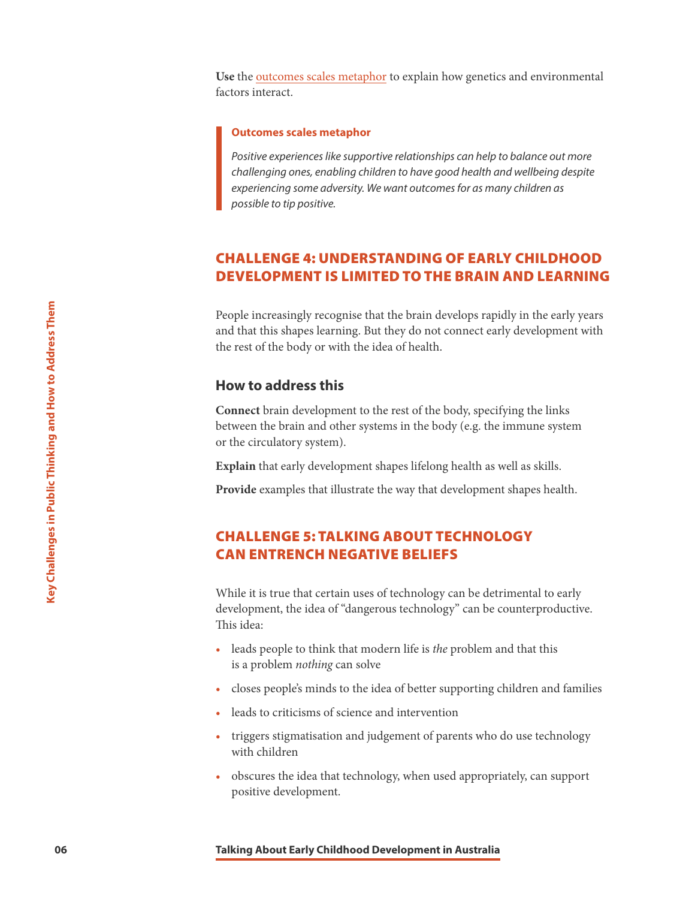**Use** the outcomes scales metaphor to explain how genetics and environmental factors interact.

> **Outcomes scales metaphor**
>
> *Positive experiences like supportive relationships can help to balance out more challenging ones, enabling children to have good health and wellbeing despite experiencing some adversity. We want outcomes for as many children as possible to tip positive.*

## CHALLENGE 4: UNDERSTANDING OF EARLY CHILDHOOD DEVELOPMENT IS LIMITED TO THE BRAIN AND LEARNING

People increasingly recognise that the brain develops rapidly in the early years and that this shapes learning. But they do not connect early development with the rest of the body or with the idea of health.

### How to address this

**Connect** brain development to the rest of the body, specifying the links between the brain and other systems in the body (e.g. the immune system or the circulatory system).

**Explain** that early development shapes lifelong health as well as skills.

**Provide** examples that illustrate the way that development shapes health.

## CHALLENGE 5: TALKING ABOUT TECHNOLOGY CAN ENTRENCH NEGATIVE BELIEFS

While it is true that certain uses of technology can be detrimental to early development, the idea of "dangerous technology" can be counterproductive. This idea:

- leads people to think that modern life is *the* problem and that this is a problem *nothing* can solve
- closes people's minds to the idea of better supporting children and families
- leads to criticisms of science and intervention
- triggers stigmatisation and judgement of parents who do use technology with children
- obscures the idea that technology, when used appropriately, can support positive development.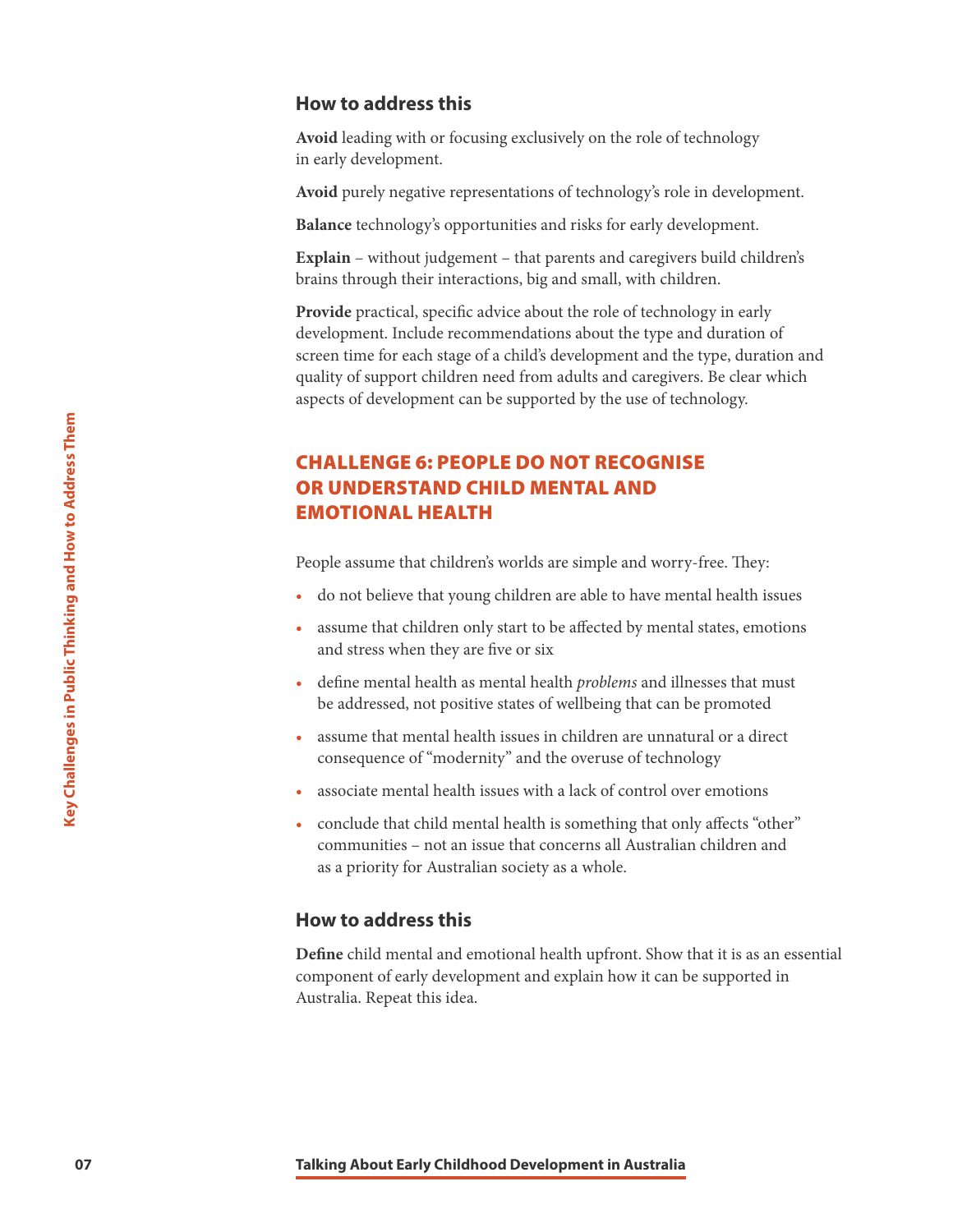### How to address this

**Avoid** leading with or focusing exclusively on the role of technology in early development.

**Avoid** purely negative representations of technology's role in development.

**Balance** technology's opportunities and risks for early development.

**Explain** – without judgement – that parents and caregivers build children's brains through their interactions, big and small, with children.

**Provide** practical, specific advice about the role of technology in early development. Include recommendations about the type and duration of screen time for each stage of a child's development and the type, duration and quality of support children need from adults and caregivers. Be clear which aspects of development can be supported by the use of technology.

## CHALLENGE 6: PEOPLE DO NOT RECOGNISE OR UNDERSTAND CHILD MENTAL AND EMOTIONAL HEALTH

People assume that children's worlds are simple and worry-free. They:

- do not believe that young children are able to have mental health issues
- assume that children only start to be affected by mental states, emotions and stress when they are five or six
- define mental health as mental health *problems* and illnesses that must be addressed, not positive states of wellbeing that can be promoted
- assume that mental health issues in children are unnatural or a direct consequence of "modernity" and the overuse of technology
- associate mental health issues with a lack of control over emotions
- conclude that child mental health is something that only affects "other" communities – not an issue that concerns all Australian children and as a priority for Australian society as a whole.

### How to address this

**Define** child mental and emotional health upfront. Show that it is as an essential component of early development and explain how it can be supported in Australia. Repeat this idea.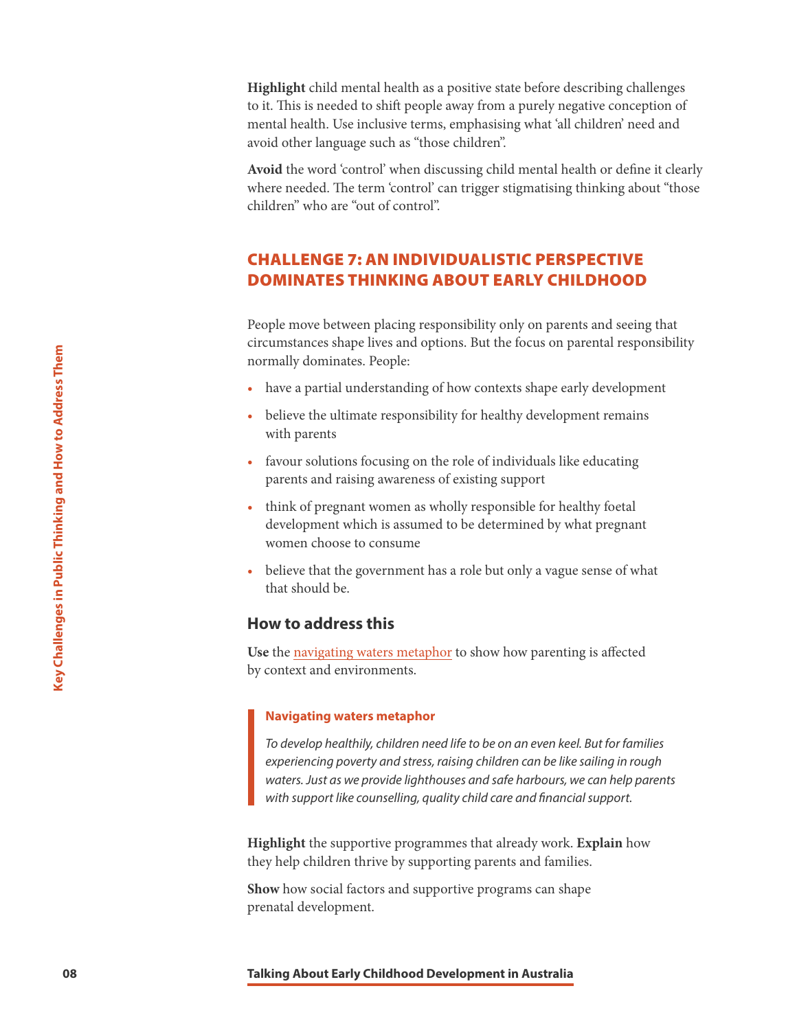**Highlight** child mental health as a positive state before describing challenges to it. This is needed to shift people away from a purely negative conception of mental health. Use inclusive terms, emphasising what 'all children' need and avoid other language such as "those children".

**Avoid** the word 'control' when discussing child mental health or define it clearly where needed. The term 'control' can trigger stigmatising thinking about "those children" who are "out of control".

## CHALLENGE 7: AN INDIVIDUALISTIC PERSPECTIVE DOMINATES THINKING ABOUT EARLY CHILDHOOD

People move between placing responsibility only on parents and seeing that circumstances shape lives and options. But the focus on parental responsibility normally dominates. People:

- have a partial understanding of how contexts shape early development
- believe the ultimate responsibility for healthy development remains with parents
- favour solutions focusing on the role of individuals like educating parents and raising awareness of existing support
- think of pregnant women as wholly responsible for healthy foetal development which is assumed to be determined by what pregnant women choose to consume
- believe that the government has a role but only a vague sense of what that should be.

### How to address this

**Use** the navigating waters metaphor to show how parenting is affected by context and environments.

> **Navigating waters metaphor**
>
> *To develop healthily, children need life to be on an even keel. But for families experiencing poverty and stress, raising children can be like sailing in rough waters. Just as we provide lighthouses and safe harbours, we can help parents with support like counselling, quality child care and financial support.*

**Highlight** the supportive programmes that already work. **Explain** how they help children thrive by supporting parents and families.

**Show** how social factors and supportive programs can shape prenatal development.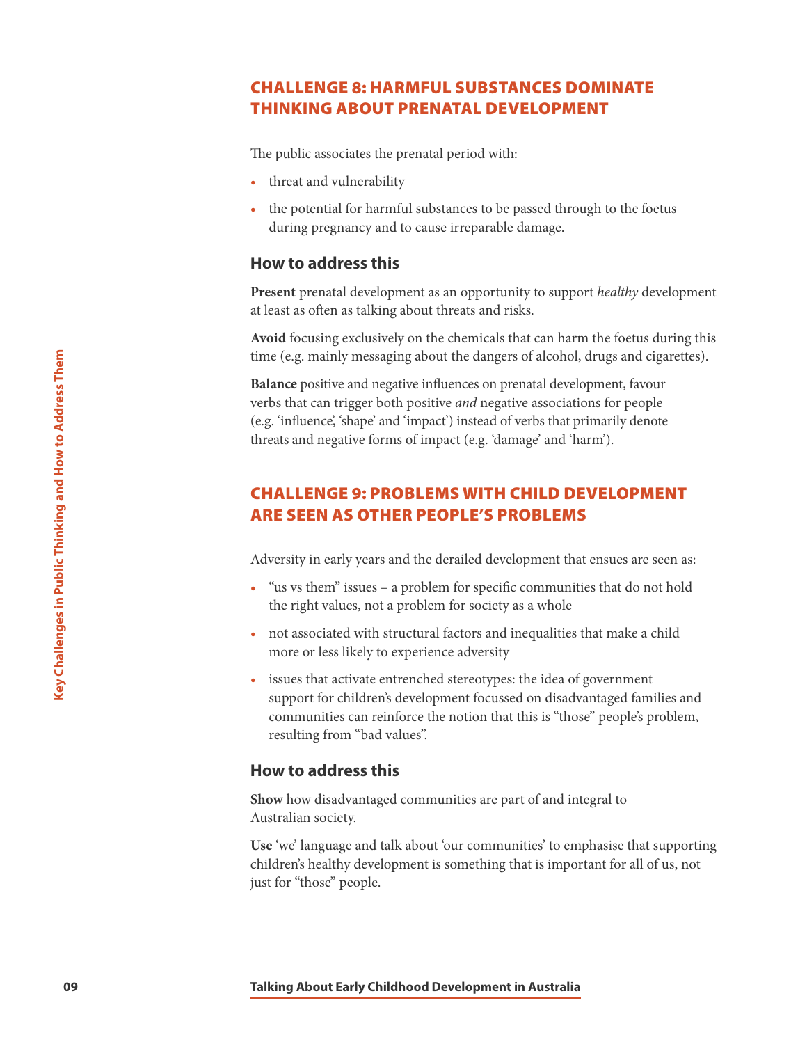## CHALLENGE 8: HARMFUL SUBSTANCES DOMINATE THINKING ABOUT PRENATAL DEVELOPMENT

The public associates the prenatal period with:

- threat and vulnerability
- the potential for harmful substances to be passed through to the foetus during pregnancy and to cause irreparable damage.

### How to address this

**Present** prenatal development as an opportunity to support *healthy* development at least as often as talking about threats and risks.

**Avoid** focusing exclusively on the chemicals that can harm the foetus during this time (e.g. mainly messaging about the dangers of alcohol, drugs and cigarettes).

**Balance** positive and negative influences on prenatal development, favour verbs that can trigger both positive *and* negative associations for people (e.g. 'influence', 'shape' and 'impact') instead of verbs that primarily denote threats and negative forms of impact (e.g. 'damage' and 'harm').

## CHALLENGE 9: PROBLEMS WITH CHILD DEVELOPMENT ARE SEEN AS OTHER PEOPLE'S PROBLEMS

Adversity in early years and the derailed development that ensues are seen as:

- "us vs them" issues – a problem for specific communities that do not hold the right values, not a problem for society as a whole
- not associated with structural factors and inequalities that make a child more or less likely to experience adversity
- issues that activate entrenched stereotypes: the idea of government support for children's development focussed on disadvantaged families and communities can reinforce the notion that this is "those" people's problem, resulting from "bad values".

### How to address this

**Show** how disadvantaged communities are part of and integral to Australian society.

**Use** 'we' language and talk about 'our communities' to emphasise that supporting children's healthy development is something that is important for all of us, not just for "those" people.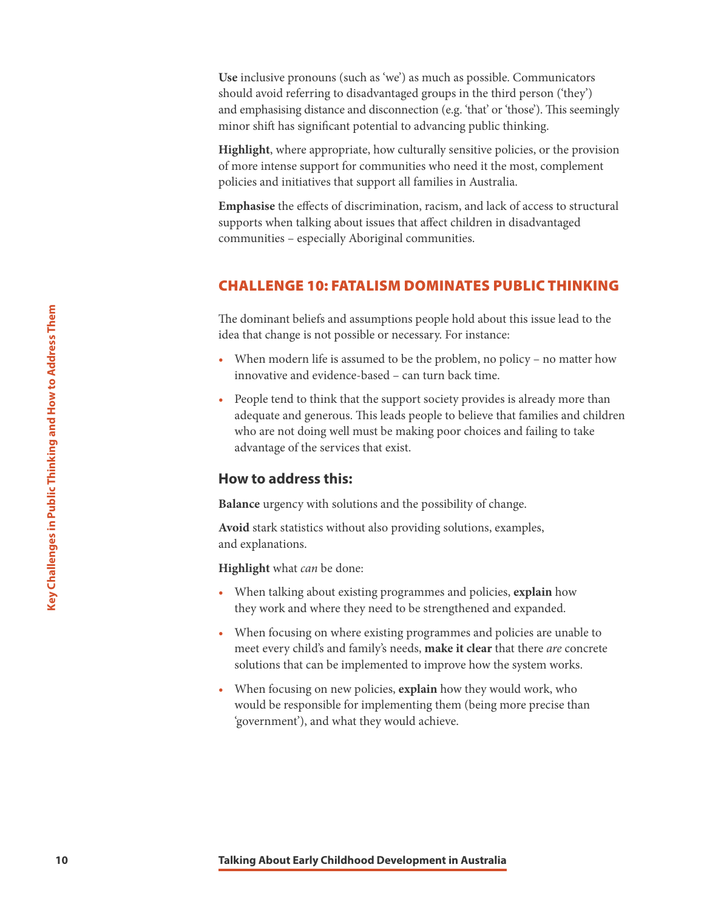**Use** inclusive pronouns (such as 'we') as much as possible. Communicators should avoid referring to disadvantaged groups in the third person ('they') and emphasising distance and disconnection (e.g. 'that' or 'those'). This seemingly minor shift has significant potential to advancing public thinking.

**Highlight**, where appropriate, how culturally sensitive policies, or the provision of more intense support for communities who need it the most, complement policies and initiatives that support all families in Australia.

**Emphasise** the effects of discrimination, racism, and lack of access to structural supports when talking about issues that affect children in disadvantaged communities – especially Aboriginal communities.

## CHALLENGE 10: FATALISM DOMINATES PUBLIC THINKING

The dominant beliefs and assumptions people hold about this issue lead to the idea that change is not possible or necessary. For instance:

- When modern life is assumed to be the problem, no policy – no matter how innovative and evidence-based – can turn back time.
- People tend to think that the support society provides is already more than adequate and generous. This leads people to believe that families and children who are not doing well must be making poor choices and failing to take advantage of the services that exist.

### How to address this:

**Balance** urgency with solutions and the possibility of change.

**Avoid** stark statistics without also providing solutions, examples, and explanations.

**Highlight** what *can* be done:

- When talking about existing programmes and policies, **explain** how they work and where they need to be strengthened and expanded.
- When focusing on where existing programmes and policies are unable to meet every child's and family's needs, **make it clear** that there *are* concrete solutions that can be implemented to improve how the system works.
- When focusing on new policies, **explain** how they would work, who would be responsible for implementing them (being more precise than 'government'), and what they would achieve.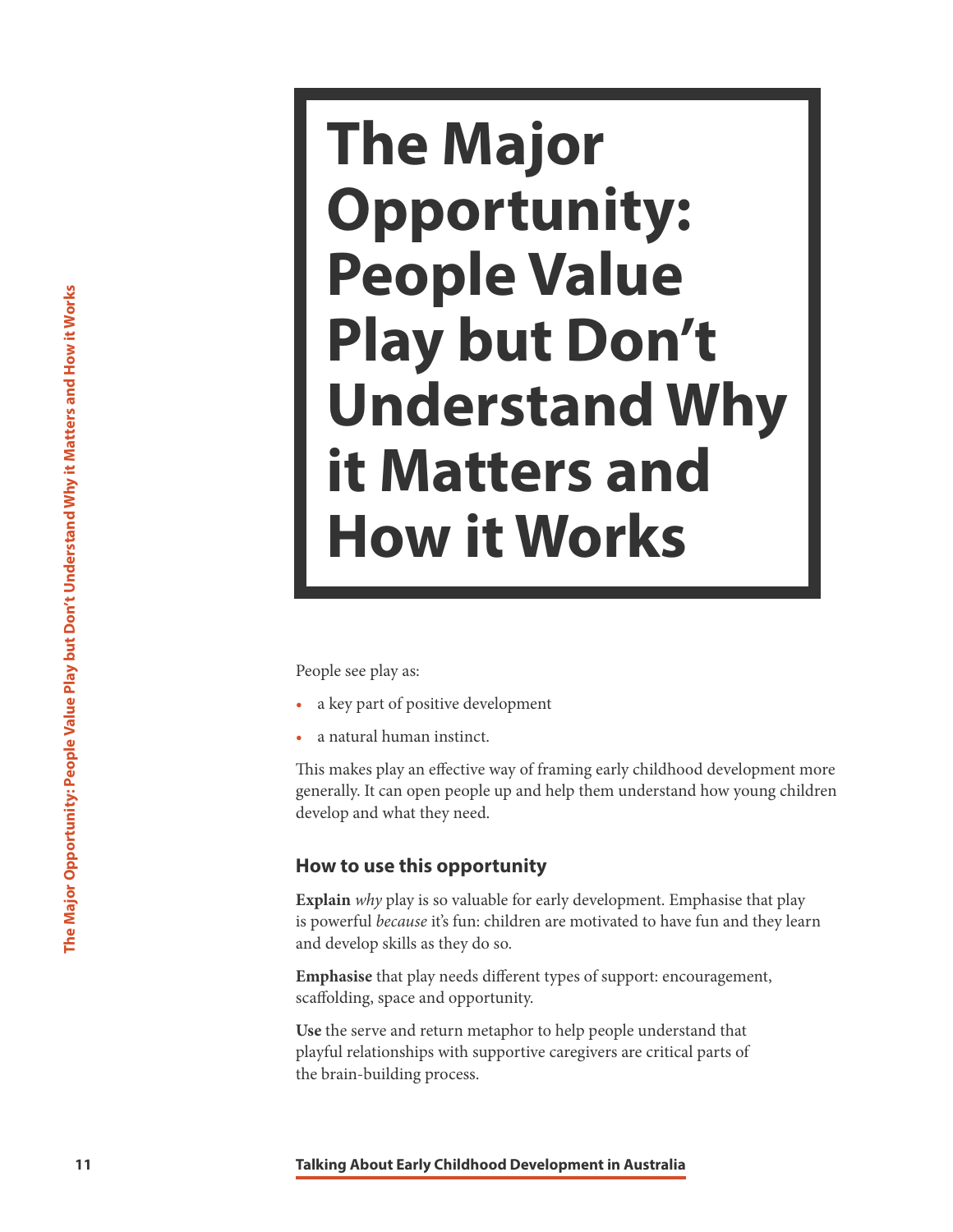# The Major Opportunity: People Value Play but Don't Understand Why it Matters and How it Works

People see play as:

- a key part of positive development
- a natural human instinct.

This makes play an effective way of framing early childhood development more generally. It can open people up and help them understand how young children develop and what they need.

## How to use this opportunity

**Explain** *why* play is so valuable for early development. Emphasise that play is powerful *because* it's fun: children are motivated to have fun and they learn and develop skills as they do so.

**Emphasise** that play needs different types of support: encouragement, scaffolding, space and opportunity.

**Use** the serve and return metaphor to help people understand that playful relationships with supportive caregivers are critical parts of the brain-building process.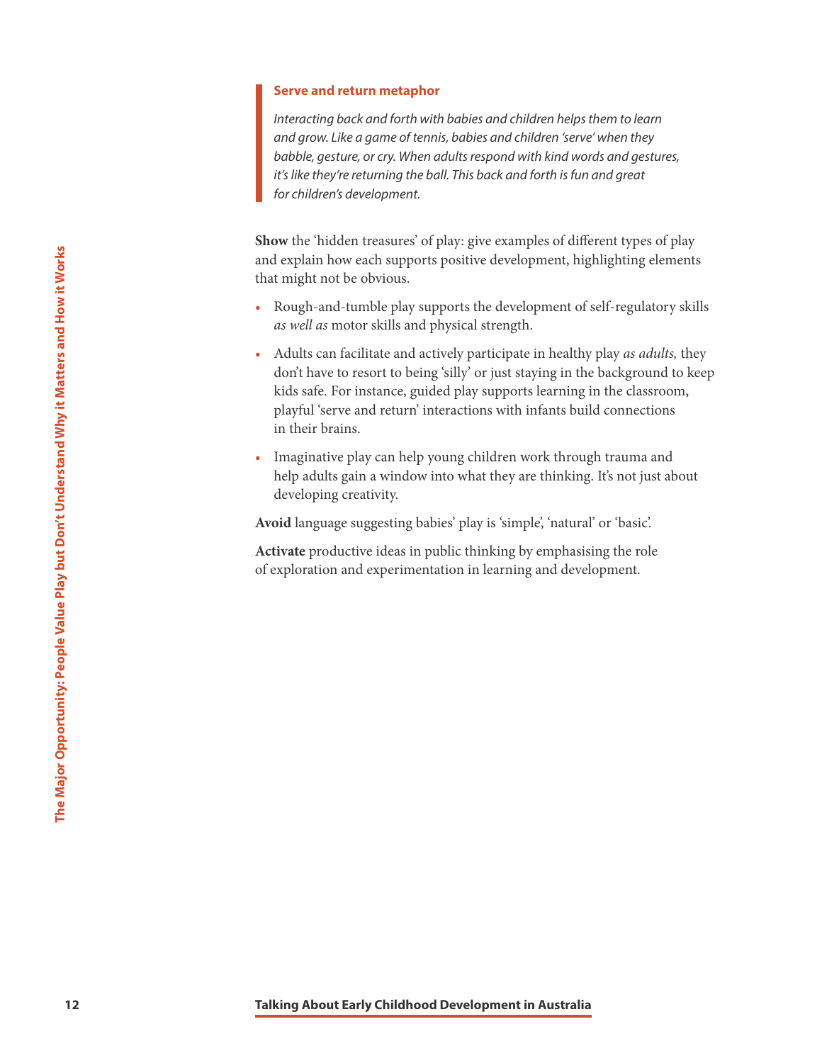**Serve and return metaphor**

*Interacting back and forth with babies and children helps them to learn and grow. Like a game of tennis, babies and children 'serve' when they babble, gesture, or cry. When adults respond with kind words and gestures, it's like they're returning the ball. This back and forth is fun and great for children's development.*

**Show** the 'hidden treasures' of play: give examples of different types of play and explain how each supports positive development, highlighting elements that might not be obvious.

- Rough-and-tumble play supports the development of self-regulatory skills *as well as* motor skills and physical strength.
- Adults can facilitate and actively participate in healthy play *as adults,* they don't have to resort to being 'silly' or just staying in the background to keep kids safe. For instance, guided play supports learning in the classroom, playful 'serve and return' interactions with infants build connections in their brains.
- Imaginative play can help young children work through trauma and help adults gain a window into what they are thinking. It's not just about developing creativity.

**Avoid** language suggesting babies' play is 'simple', 'natural' or 'basic'.

**Activate** productive ideas in public thinking by emphasising the role of exploration and experimentation in learning and development.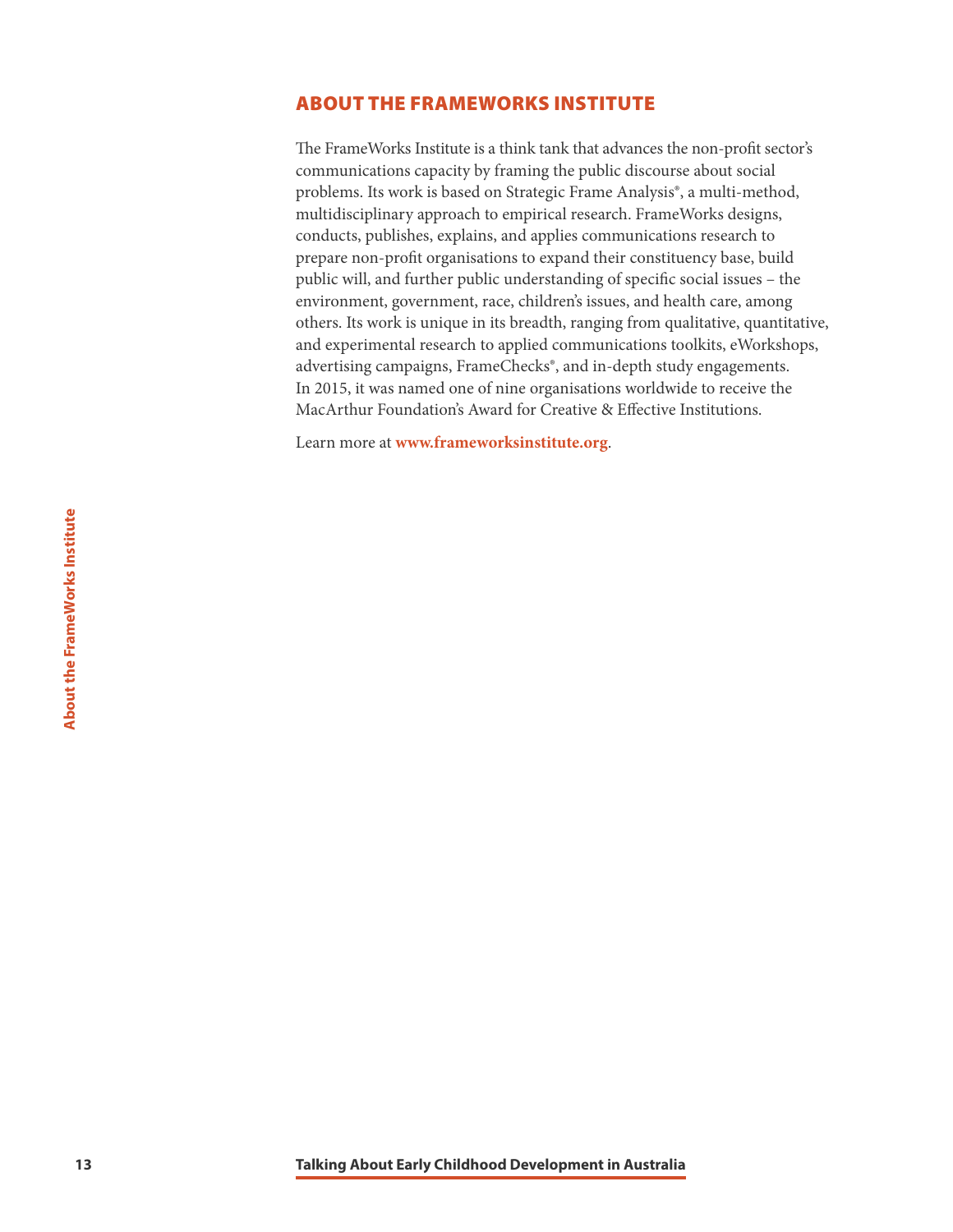## ABOUT THE FRAMEWORKS INSTITUTE

The FrameWorks Institute is a think tank that advances the non-profit sector's communications capacity by framing the public discourse about social problems. Its work is based on Strategic Frame Analysis®, a multi-method, multidisciplinary approach to empirical research. FrameWorks designs, conducts, publishes, explains, and applies communications research to prepare non-profit organisations to expand their constituency base, build public will, and further public understanding of specific social issues – the environment, government, race, children's issues, and health care, among others. Its work is unique in its breadth, ranging from qualitative, quantitative, and experimental research to applied communications toolkits, eWorkshops, advertising campaigns, FrameChecks®, and in-depth study engagements. In 2015, it was named one of nine organisations worldwide to receive the MacArthur Foundation's Award for Creative & Effective Institutions.

Learn more at **www.frameworksinstitute.org**.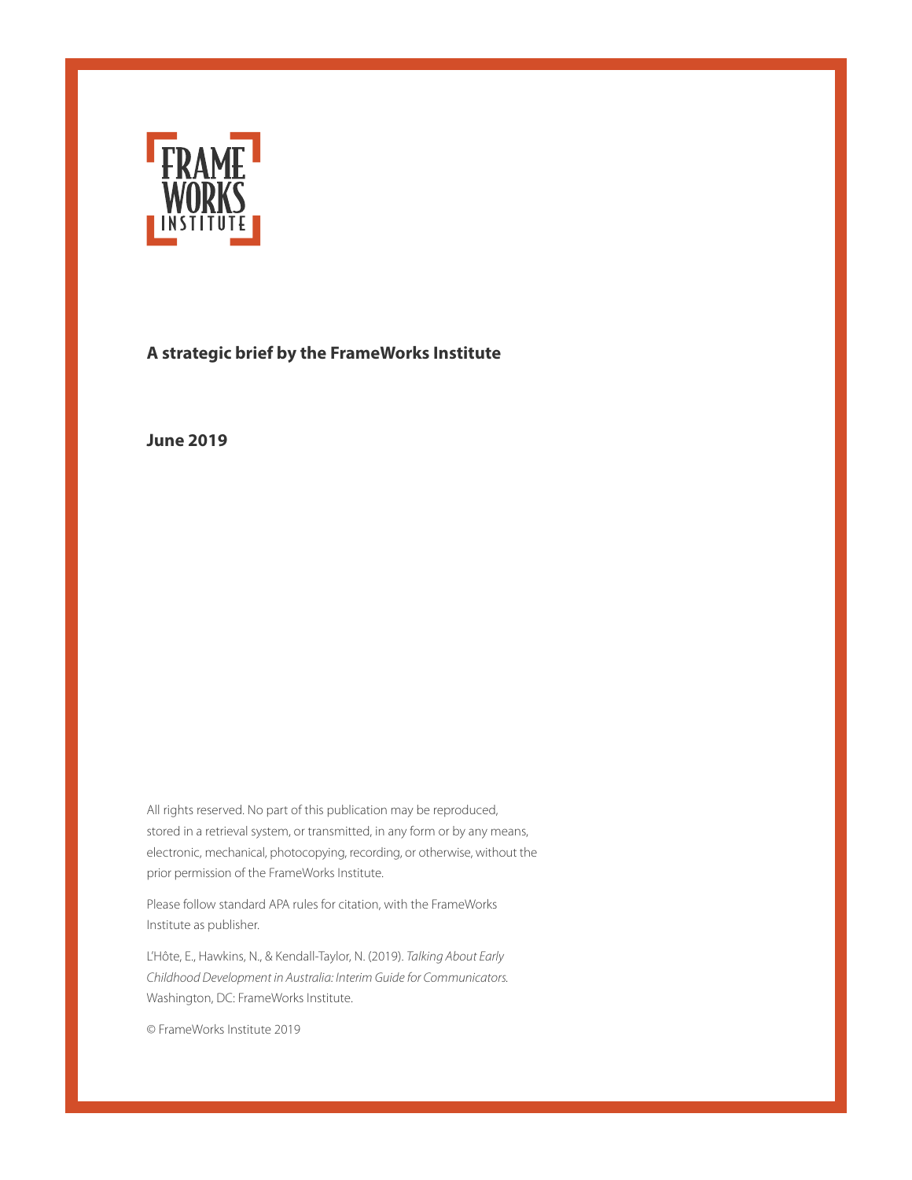FRAME WORKS INSTITUTE

**A strategic brief by the FrameWorks Institute**

**June 2019**

All rights reserved. No part of this publication may be reproduced, stored in a retrieval system, or transmitted, in any form or by any means, electronic, mechanical, photocopying, recording, or otherwise, without the prior permission of the FrameWorks Institute.

Please follow standard APA rules for citation, with the FrameWorks Institute as publisher.

L'Hôte, E., Hawkins, N., & Kendall-Taylor, N. (2019). *Talking About Early Childhood Development in Australia: Interim Guide for Communicators*. Washington, DC: FrameWorks Institute.

© FrameWorks Institute 2019